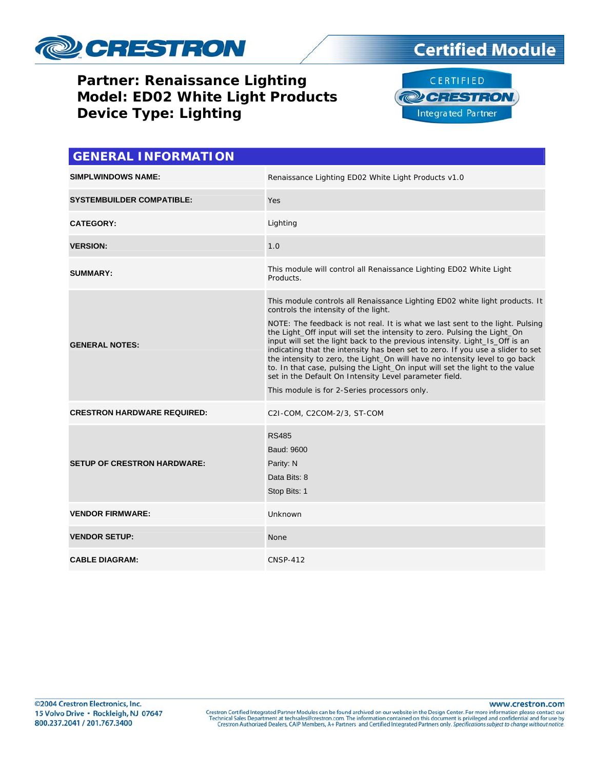# CRESTRON

## Certified Module

**Partner: Renaissance Lighting**
**Model: ED02 White Light Products**
**Device Type: Lighting**

CERTIFIED CRESTRON Integrated Partner

## GENERAL INFORMATION

| | |
|---|---|
| **SIMPLWINDOWS NAME:** | Renaissance Lighting ED02 White Light Products v1.0 |
| **SYSTEMBUILDER COMPATIBLE:** | Yes |
| **CATEGORY:** | Lighting |
| **VERSION:** | 1.0 |
| **SUMMARY:** | This module will control all Renaissance Lighting ED02 White Light Products. |
| **GENERAL NOTES:** | This module controls all Renaissance Lighting ED02 white light products. It controls the intensity of the light.<br><br>NOTE: The feedback is not real. It is what we last sent to the light. Pulsing the Light_Off input will set the intensity to zero. Pulsing the Light_On input will set the light back to the previous intensity. Light_Is_Off is an indicating that the intensity has been set to zero. If you use a slider to set the intensity to zero, the Light_On will have no intensity level to go back to. In that case, pulsing the Light_On input will set the light to the value set in the Default On Intensity Level parameter field.<br><br>This module is for 2-Series processors only. |
| **CRESTRON HARDWARE REQUIRED:** | C2I-COM, C2COM-2/3, ST-COM |
| **SETUP OF CRESTRON HARDWARE:** | RS485<br>Baud: 9600<br>Parity: N<br>Data Bits: 8<br>Stop Bits: 1 |
| **VENDOR FIRMWARE:** | Unknown |
| **VENDOR SETUP:** | None |
| **CABLE DIAGRAM:** | CNSP-412 |

©2004 Crestron Electronics, Inc.
15 Volvo Drive • Rockleigh, NJ 07647
800.237.2041 / 201.767.3400

www.crestron.com
Crestron Certified Integrated Partner Modules can be found archived on our website in the Design Center. For more information please contact our Technical Sales Department at techsales@crestron.com. The information contained on this document is privileged and confidential and for use by Crestron Authorized Dealers, CAIP Members, A+ Partners and Certified Integrated Partners only. *Specifications subject to change without notice.*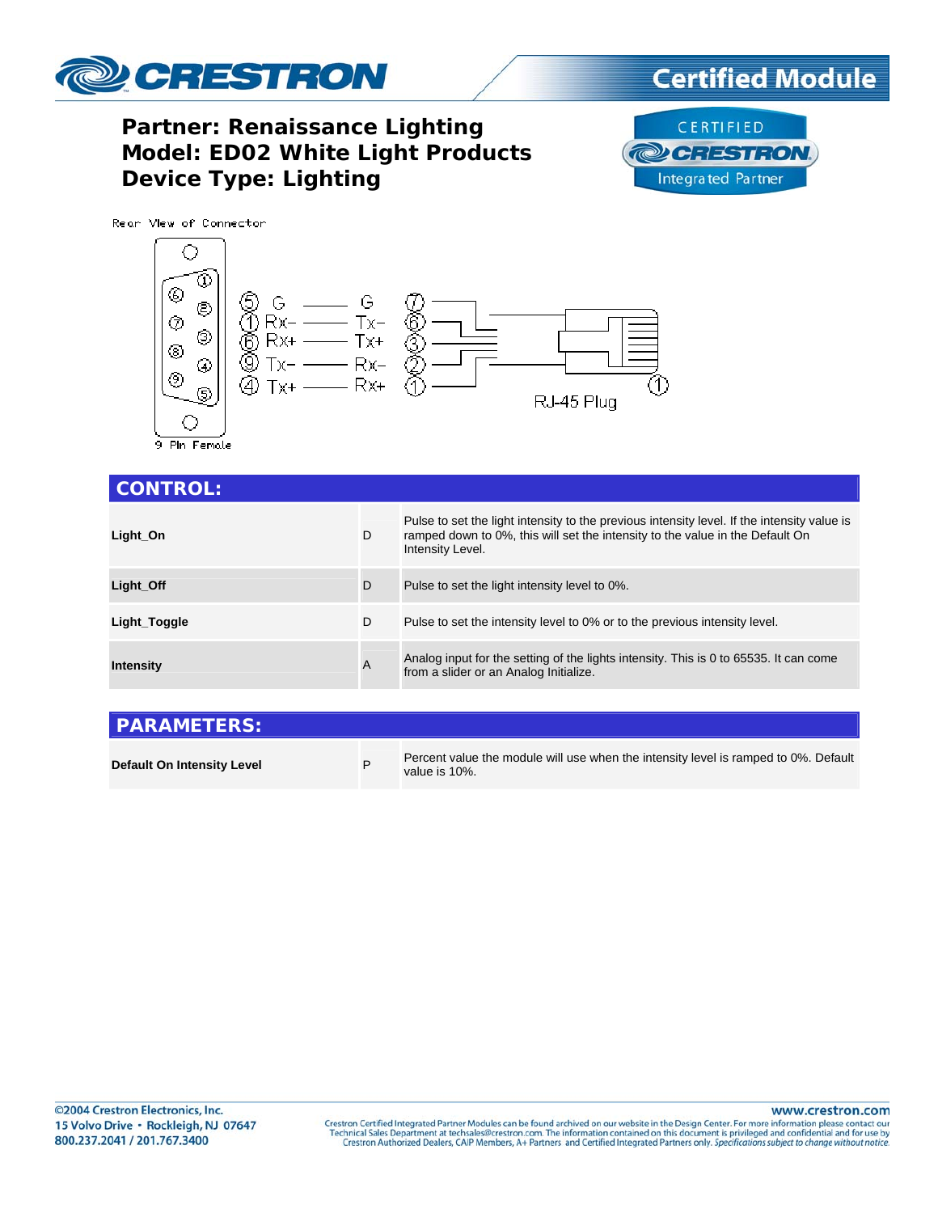**Partner: Renaissance Lighting**
**Model: ED02 White Light Products**
**Device Type: Lighting**

Rear View of Connector

| DB9 Pin | Signal | | Signal | RJ-45 Pin |
|---|---|---|---|---|
| 5 | G | — | G | 7 |
| 1 | Rx- | — | Tx- | 6 |
| 6 | Rx+ | — | Tx+ | 3 |
| 9 | Tx- | — | Rx- | 2 |
| 4 | Tx+ | — | Rx+ | 1 |

9 Pin Female

RJ-45 Plug

## CONTROL:

| | | |
|---|---|---|
| **Light_On** | D | Pulse to set the light intensity to the previous intensity level. If the intensity value is ramped down to 0%, this will set the intensity to the value in the Default On Intensity Level. |
| **Light_Off** | D | Pulse to set the light intensity level to 0%. |
| **Light_Toggle** | D | Pulse to set the intensity level to 0% or to the previous intensity level. |
| **Intensity** | A | Analog input for the setting of the lights intensity. This is 0 to 65535. It can come from a slider or an Analog Initialize. |

## PARAMETERS:

| | | |
|---|---|---|
| **Default On Intensity Level** | P | Percent value the module will use when the intensity level is ramped to 0%. Default value is 10%. |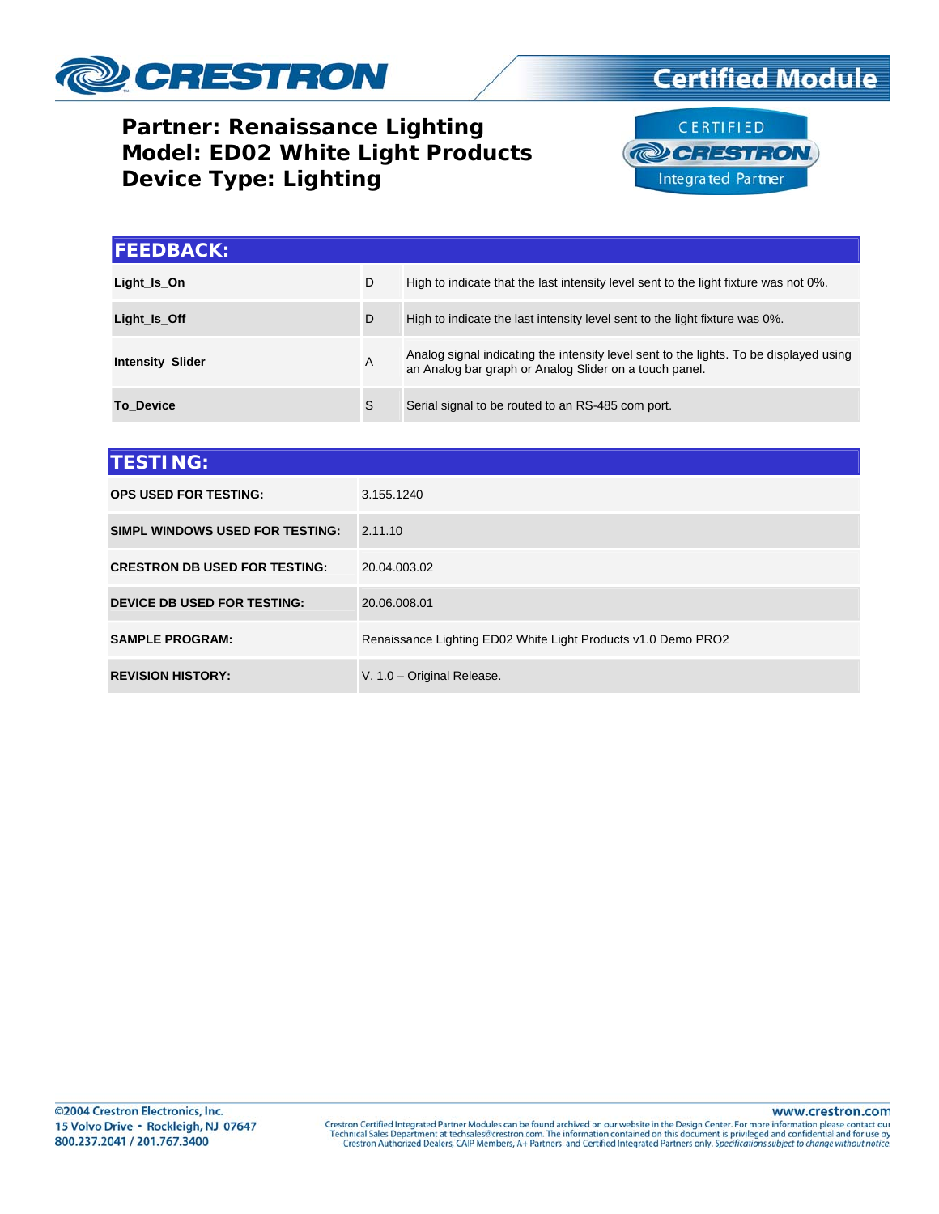**Partner: Renaissance Lighting**
**Model: ED02 White Light Products**
**Device Type: Lighting**

## FEEDBACK:

| | | |
|---|---|---|
| **Light_Is_On** | D | High to indicate that the last intensity level sent to the light fixture was not 0%. |
| **Light_Is_Off** | D | High to indicate the last intensity level sent to the light fixture was 0%. |
| **Intensity_Slider** | A | Analog signal indicating the intensity level sent to the lights. To be displayed using an Analog bar graph or Analog Slider on a touch panel. |
| **To_Device** | S | Serial signal to be routed to an RS-485 com port. |

## TESTING:

| | |
|---|---|
| **OPS USED FOR TESTING:** | 3.155.1240 |
| **SIMPL WINDOWS USED FOR TESTING:** | 2.11.10 |
| **CRESTRON DB USED FOR TESTING:** | 20.04.003.02 |
| **DEVICE DB USED FOR TESTING:** | 20.06.008.01 |
| **SAMPLE PROGRAM:** | Renaissance Lighting ED02 White Light Products v1.0 Demo PRO2 |
| **REVISION HISTORY:** | V. 1.0 – Original Release. |